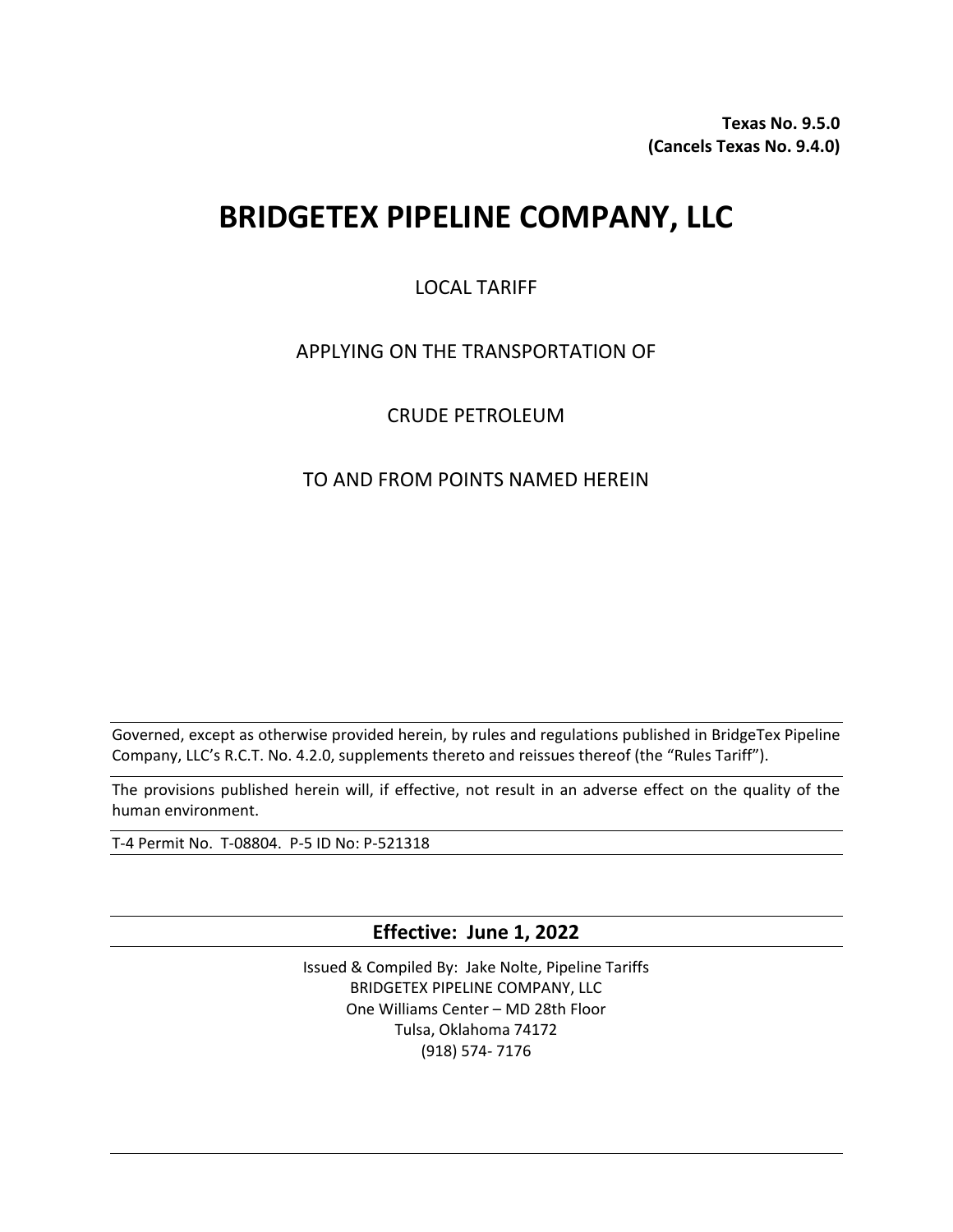**Texas No. 9.5.0**
**(Cancels Texas No. 9.4.0)**

# BRIDGETEX PIPELINE COMPANY, LLC

LOCAL TARIFF

APPLYING ON THE TRANSPORTATION OF

CRUDE PETROLEUM

TO AND FROM POINTS NAMED HEREIN

Governed, except as otherwise provided herein, by rules and regulations published in BridgeTex Pipeline Company, LLC's R.C.T. No. 4.2.0, supplements thereto and reissues thereof (the "Rules Tariff").

The provisions published herein will, if effective, not result in an adverse effect on the quality of the human environment.

T-4 Permit No. T-08804. P-5 ID No: P-521318

**Effective: June 1, 2022**

Issued & Compiled By: Jake Nolte, Pipeline Tariffs
BRIDGETEX PIPELINE COMPANY, LLC
One Williams Center – MD 28th Floor
Tulsa, Oklahoma 74172
(918) 574- 7176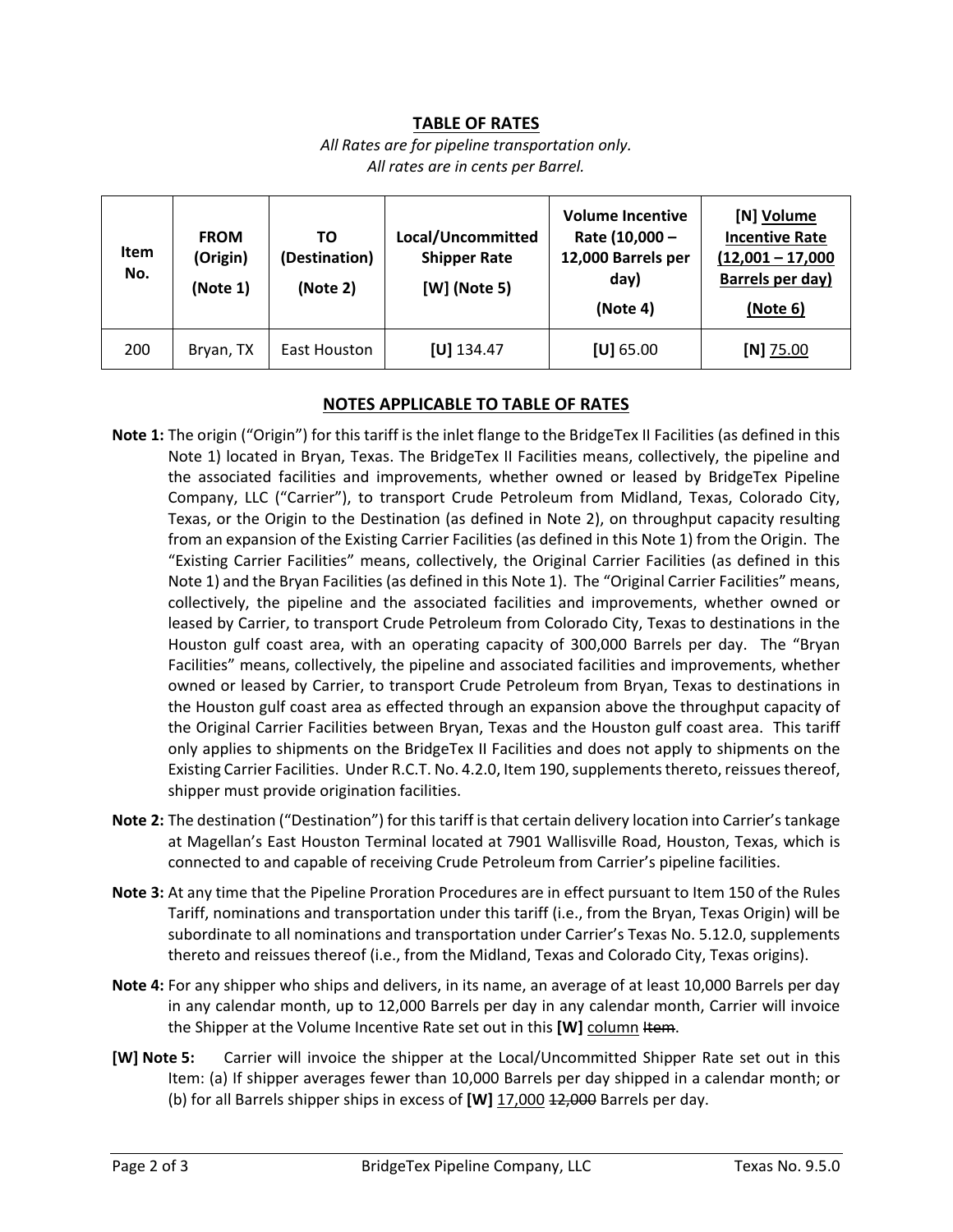## TABLE OF RATES

*All Rates are for pipeline transportation only.*
*All rates are in cents per Barrel.*

| Item No. | FROM (Origin) (Note 1) | TO (Destination) (Note 2) | Local/Uncommitted Shipper Rate [W] (Note 5) | Volume Incentive Rate (10,000 – 12,000 Barrels per day) (Note 4) | [N] Volume Incentive Rate (12,001 – 17,000 Barrels per day) (Note 6) |
|---|---|---|---|---|---|
| 200 | Bryan, TX | East Houston | [U] 134.47 | [U] 65.00 | [N] 75.00 |

## NOTES APPLICABLE TO TABLE OF RATES

**Note 1:** The origin ("Origin") for this tariff is the inlet flange to the BridgeTex II Facilities (as defined in this Note 1) located in Bryan, Texas. The BridgeTex II Facilities means, collectively, the pipeline and the associated facilities and improvements, whether owned or leased by BridgeTex Pipeline Company, LLC ("Carrier"), to transport Crude Petroleum from Midland, Texas, Colorado City, Texas, or the Origin to the Destination (as defined in Note 2), on throughput capacity resulting from an expansion of the Existing Carrier Facilities (as defined in this Note 1) from the Origin. The "Existing Carrier Facilities" means, collectively, the Original Carrier Facilities (as defined in this Note 1) and the Bryan Facilities (as defined in this Note 1). The "Original Carrier Facilities" means, collectively, the pipeline and the associated facilities and improvements, whether owned or leased by Carrier, to transport Crude Petroleum from Colorado City, Texas to destinations in the Houston gulf coast area, with an operating capacity of 300,000 Barrels per day. The "Bryan Facilities" means, collectively, the pipeline and associated facilities and improvements, whether owned or leased by Carrier, to transport Crude Petroleum from Bryan, Texas to destinations in the Houston gulf coast area as effected through an expansion above the throughput capacity of the Original Carrier Facilities between Bryan, Texas and the Houston gulf coast area. This tariff only applies to shipments on the BridgeTex II Facilities and does not apply to shipments on the Existing Carrier Facilities. Under R.C.T. No. 4.2.0, Item 190, supplements thereto, reissues thereof, shipper must provide origination facilities.

**Note 2:** The destination ("Destination") for this tariff is that certain delivery location into Carrier's tankage at Magellan's East Houston Terminal located at 7901 Wallisville Road, Houston, Texas, which is connected to and capable of receiving Crude Petroleum from Carrier's pipeline facilities.

**Note 3:** At any time that the Pipeline Proration Procedures are in effect pursuant to Item 150 of the Rules Tariff, nominations and transportation under this tariff (i.e., from the Bryan, Texas Origin) will be subordinate to all nominations and transportation under Carrier's Texas No. 5.12.0, supplements thereto and reissues thereof (i.e., from the Midland, Texas and Colorado City, Texas origins).

**Note 4:** For any shipper who ships and delivers, in its name, an average of at least 10,000 Barrels per day in any calendar month, up to 12,000 Barrels per day in any calendar month, Carrier will invoice the Shipper at the Volume Incentive Rate set out in this **[W]** column ~~Item~~.

**[W] Note 5:** Carrier will invoice the shipper at the Local/Uncommitted Shipper Rate set out in this Item: (a) If shipper averages fewer than 10,000 Barrels per day shipped in a calendar month; or (b) for all Barrels shipper ships in excess of **[W]** 17,000 ~~12,000~~ Barrels per day.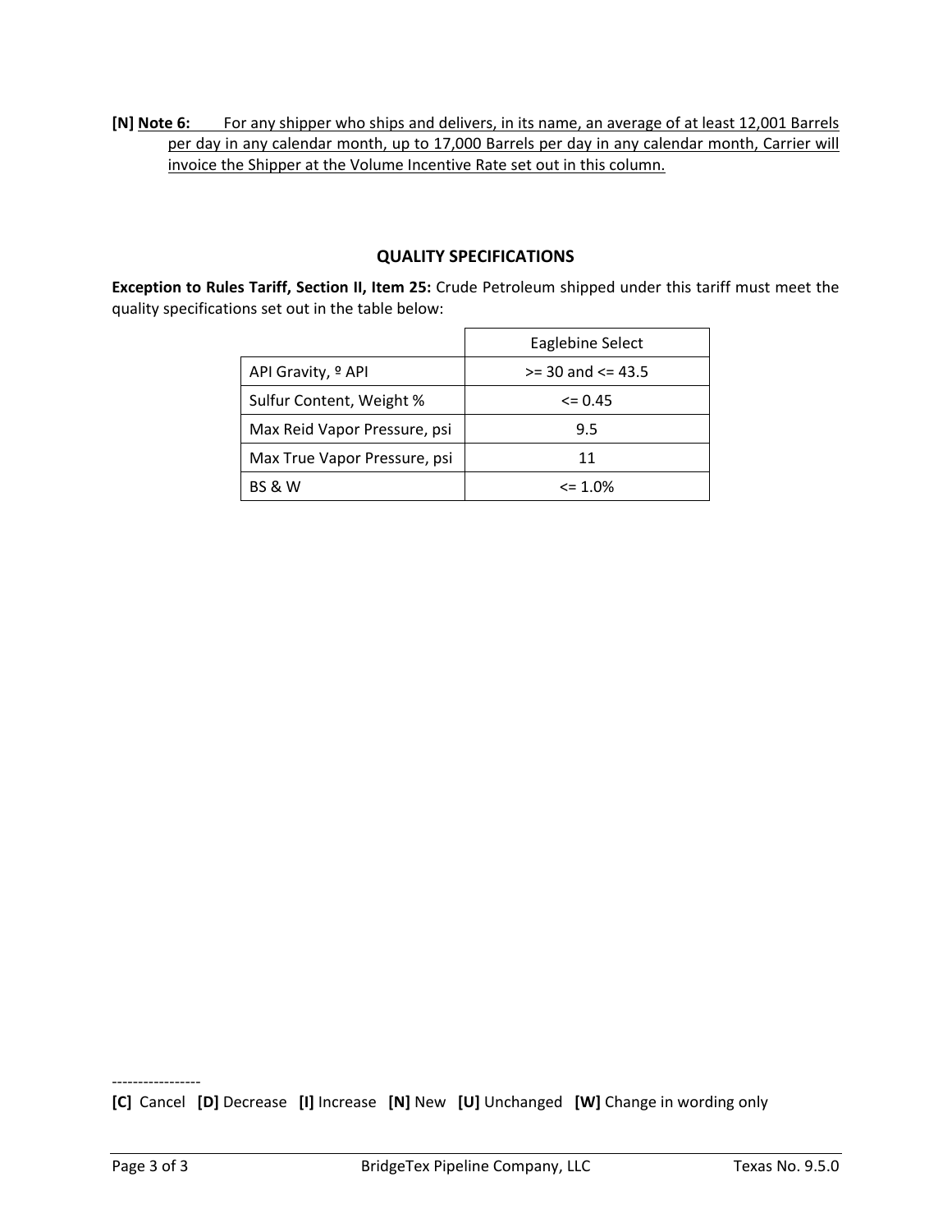**[N] Note 6:** For any shipper who ships and delivers, in its name, an average of at least 12,001 Barrels per day in any calendar month, up to 17,000 Barrels per day in any calendar month, Carrier will invoice the Shipper at the Volume Incentive Rate set out in this column.

## QUALITY SPECIFICATIONS

**Exception to Rules Tariff, Section II, Item 25:** Crude Petroleum shipped under this tariff must meet the quality specifications set out in the table below:

| | Eaglebine Select |
|---|---|
| API Gravity, º API | >= 30 and <= 43.5 |
| Sulfur Content, Weight % | <= 0.45 |
| Max Reid Vapor Pressure, psi | 9.5 |
| Max True Vapor Pressure, psi | 11 |
| BS & W | <= 1.0% |

-----------------

**[C]** Cancel **[D]** Decrease **[I]** Increase **[N]** New **[U]** Unchanged **[W]** Change in wording only